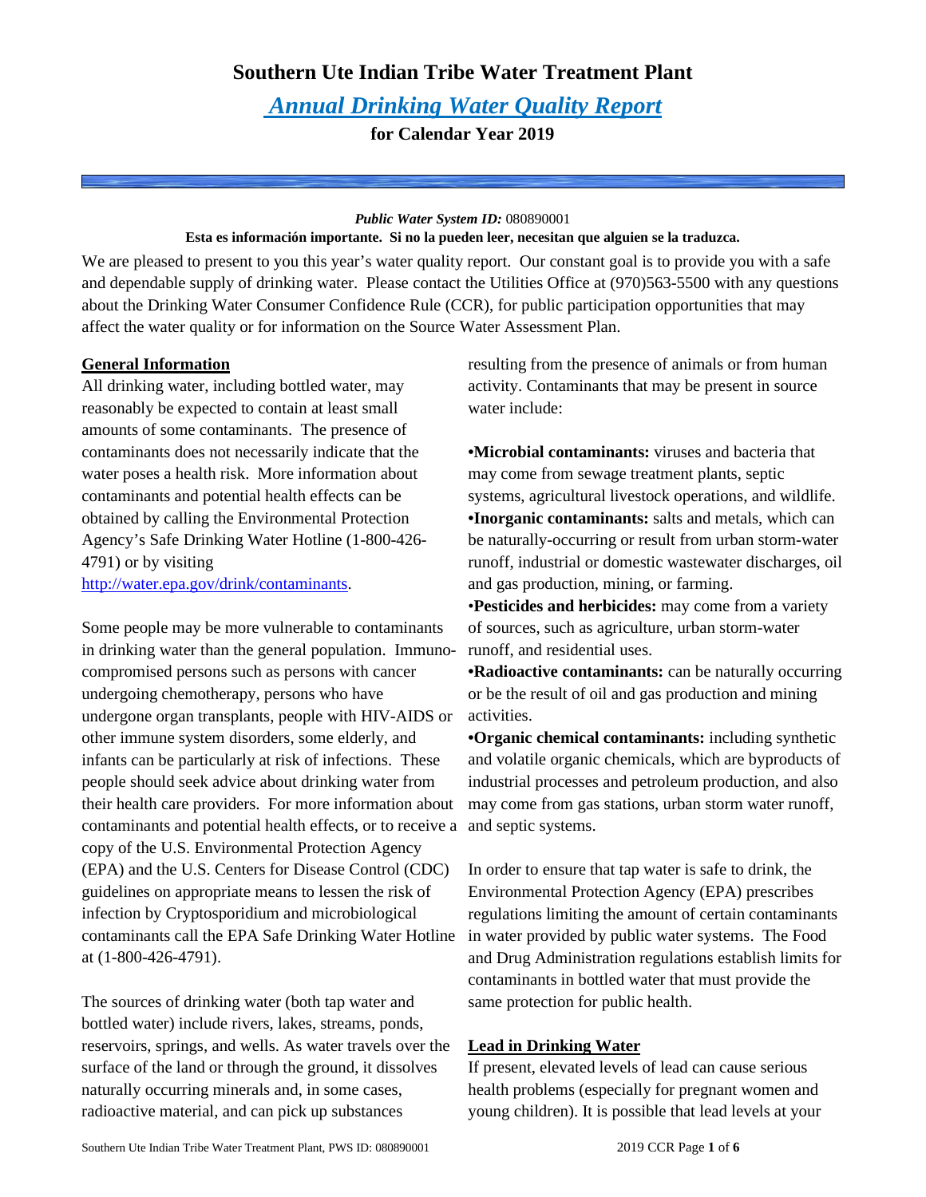# Southern Ute Indian Tribe Water Treatment Plant

## *Annual Drinking Water Quality Report*

### for Calendar Year 2019

***Public Water System ID:*** 080890001

**Esta es información importante. Si no la pueden leer, necesitan que alguien se la traduzca.**

We are pleased to present to you this year's water quality report. Our constant goal is to provide you with a safe and dependable supply of drinking water. Please contact the Utilities Office at (970)563-5500 with any questions about the Drinking Water Consumer Confidence Rule (CCR), for public participation opportunities that may affect the water quality or for information on the Source Water Assessment Plan.

### General Information

All drinking water, including bottled water, may reasonably be expected to contain at least small amounts of some contaminants. The presence of contaminants does not necessarily indicate that the water poses a health risk. More information about contaminants and potential health effects can be obtained by calling the Environmental Protection Agency's Safe Drinking Water Hotline (1-800-426-4791) or by visiting http://water.epa.gov/drink/contaminants.

Some people may be more vulnerable to contaminants in drinking water than the general population. Immuno-compromised persons such as persons with cancer undergoing chemotherapy, persons who have undergone organ transplants, people with HIV-AIDS or other immune system disorders, some elderly, and infants can be particularly at risk of infections. These people should seek advice about drinking water from their health care providers. For more information about contaminants and potential health effects, or to receive a copy of the U.S. Environmental Protection Agency (EPA) and the U.S. Centers for Disease Control (CDC) guidelines on appropriate means to lessen the risk of infection by Cryptosporidium and microbiological contaminants call the EPA Safe Drinking Water Hotline at (1-800-426-4791).

The sources of drinking water (both tap water and bottled water) include rivers, lakes, streams, ponds, reservoirs, springs, and wells. As water travels over the surface of the land or through the ground, it dissolves naturally occurring minerals and, in some cases, radioactive material, and can pick up substances resulting from the presence of animals or from human activity. Contaminants that may be present in source water include:

- **Microbial contaminants:** viruses and bacteria that may come from sewage treatment plants, septic systems, agricultural livestock operations, and wildlife.
- **Inorganic contaminants:** salts and metals, which can be naturally-occurring or result from urban storm-water runoff, industrial or domestic wastewater discharges, oil and gas production, mining, or farming.
- **Pesticides and herbicides:** may come from a variety of sources, such as agriculture, urban storm-water runoff, and residential uses.
- **Radioactive contaminants:** can be naturally occurring or be the result of oil and gas production and mining activities.
- **Organic chemical contaminants:** including synthetic and volatile organic chemicals, which are byproducts of industrial processes and petroleum production, and also may come from gas stations, urban storm water runoff, and septic systems.

In order to ensure that tap water is safe to drink, the Environmental Protection Agency (EPA) prescribes regulations limiting the amount of certain contaminants in water provided by public water systems. The Food and Drug Administration regulations establish limits for contaminants in bottled water that must provide the same protection for public health.

### Lead in Drinking Water

If present, elevated levels of lead can cause serious health problems (especially for pregnant women and young children). It is possible that lead levels at your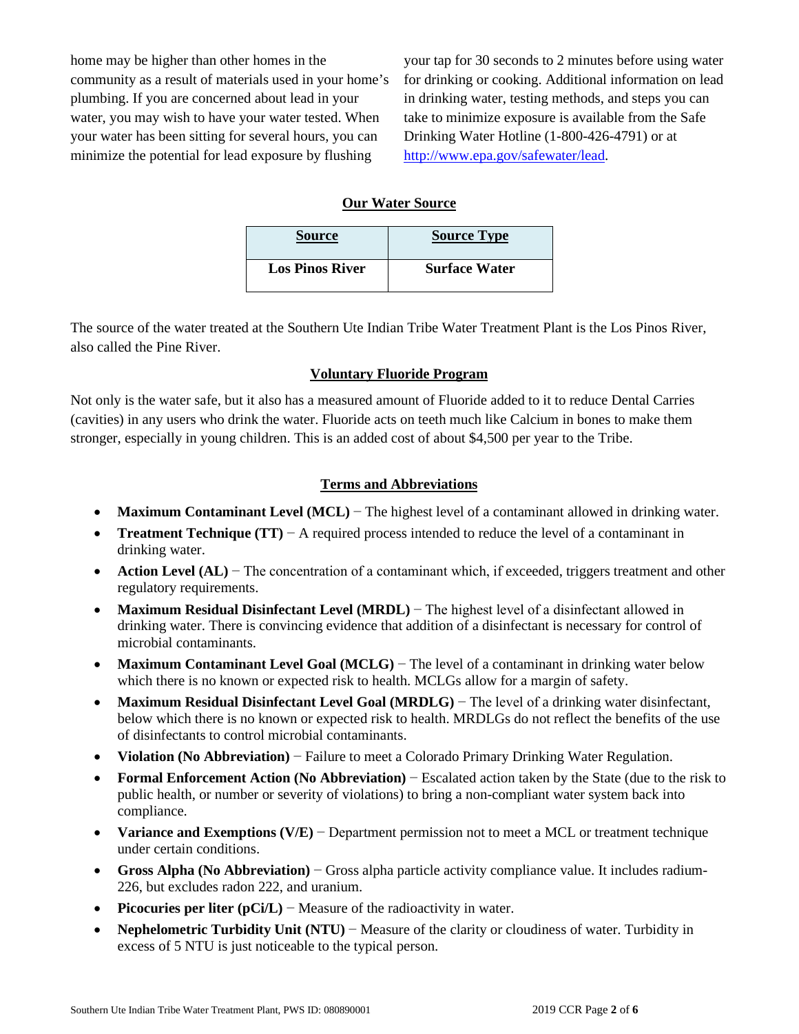home may be higher than other homes in the community as a result of materials used in your home's plumbing. If you are concerned about lead in your water, you may wish to have your water tested. When your water has been sitting for several hours, you can minimize the potential for lead exposure by flushing your tap for 30 seconds to 2 minutes before using water for drinking or cooking. Additional information on lead in drinking water, testing methods, and steps you can take to minimize exposure is available from the Safe Drinking Water Hotline (1-800-426-4791) or at http://www.epa.gov/safewater/lead.

## Our Water Source

| Source | Source Type |
|---|---|
| **Los Pinos River** | **Surface Water** |

The source of the water treated at the Southern Ute Indian Tribe Water Treatment Plant is the Los Pinos River, also called the Pine River.

## Voluntary Fluoride Program

Not only is the water safe, but it also has a measured amount of Fluoride added to it to reduce Dental Carries (cavities) in any users who drink the water. Fluoride acts on teeth much like Calcium in bones to make them stronger, especially in young children. This is an added cost of about $4,500 per year to the Tribe.

## Terms and Abbreviations

- **Maximum Contaminant Level (MCL)** − The highest level of a contaminant allowed in drinking water.
- **Treatment Technique (TT)** − A required process intended to reduce the level of a contaminant in drinking water.
- **Action Level (AL)** − The concentration of a contaminant which, if exceeded, triggers treatment and other regulatory requirements.
- **Maximum Residual Disinfectant Level (MRDL)** − The highest level of a disinfectant allowed in drinking water. There is convincing evidence that addition of a disinfectant is necessary for control of microbial contaminants.
- **Maximum Contaminant Level Goal (MCLG)** − The level of a contaminant in drinking water below which there is no known or expected risk to health. MCLGs allow for a margin of safety.
- **Maximum Residual Disinfectant Level Goal (MRDLG)** − The level of a drinking water disinfectant, below which there is no known or expected risk to health. MRDLGs do not reflect the benefits of the use of disinfectants to control microbial contaminants.
- **Violation (No Abbreviation)** − Failure to meet a Colorado Primary Drinking Water Regulation.
- **Formal Enforcement Action (No Abbreviation)** − Escalated action taken by the State (due to the risk to public health, or number or severity of violations) to bring a non-compliant water system back into compliance.
- **Variance and Exemptions (V/E)** − Department permission not to meet a MCL or treatment technique under certain conditions.
- **Gross Alpha (No Abbreviation)** − Gross alpha particle activity compliance value. It includes radium-226, but excludes radon 222, and uranium.
- **Picocuries per liter (pCi/L)** − Measure of the radioactivity in water.
- **Nephelometric Turbidity Unit (NTU)** − Measure of the clarity or cloudiness of water. Turbidity in excess of 5 NTU is just noticeable to the typical person.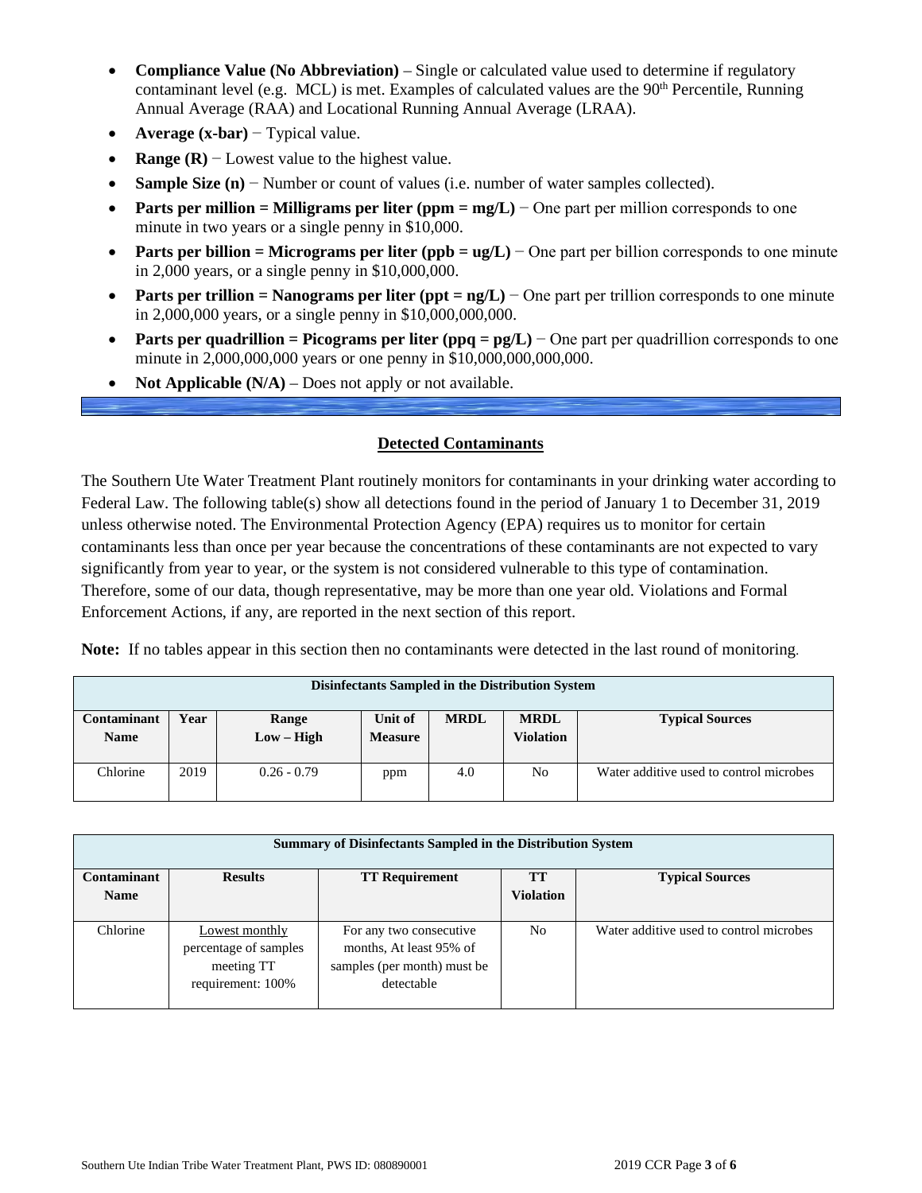- **Compliance Value (No Abbreviation)** – Single or calculated value used to determine if regulatory contaminant level (e.g. MCL) is met. Examples of calculated values are the 90th Percentile, Running Annual Average (RAA) and Locational Running Annual Average (LRAA).
- **Average (x-bar)** − Typical value.
- **Range (R)** − Lowest value to the highest value.
- **Sample Size (n)** − Number or count of values (i.e. number of water samples collected).
- **Parts per million = Milligrams per liter (ppm = mg/L)** − One part per million corresponds to one minute in two years or a single penny in $10,000.
- **Parts per billion = Micrograms per liter (ppb = ug/L)** − One part per billion corresponds to one minute in 2,000 years, or a single penny in $10,000,000.
- **Parts per trillion = Nanograms per liter (ppt = ng/L)** − One part per trillion corresponds to one minute in 2,000,000 years, or a single penny in $10,000,000,000.
- **Parts per quadrillion = Picograms per liter (ppq = pg/L)** − One part per quadrillion corresponds to one minute in 2,000,000,000 years or one penny in $10,000,000,000,000.
- **Not Applicable (N/A)** – Does not apply or not available.

## Detected Contaminants

The Southern Ute Water Treatment Plant routinely monitors for contaminants in your drinking water according to Federal Law. The following table(s) show all detections found in the period of January 1 to December 31, 2019 unless otherwise noted. The Environmental Protection Agency (EPA) requires us to monitor for certain contaminants less than once per year because the concentrations of these contaminants are not expected to vary significantly from year to year, or the system is not considered vulnerable to this type of contamination. Therefore, some of our data, though representative, may be more than one year old. Violations and Formal Enforcement Actions, if any, are reported in the next section of this report.

**Note:** If no tables appear in this section then no contaminants were detected in the last round of monitoring.

**Disinfectants Sampled in the Distribution System**

| Contaminant Name | Year | Range Low – High | Unit of Measure | MRDL | MRDL Violation | Typical Sources |
|---|---|---|---|---|---|---|
| Chlorine | 2019 | 0.26 - 0.79 | ppm | 4.0 | No | Water additive used to control microbes |

**Summary of Disinfectants Sampled in the Distribution System**

| Contaminant Name | Results | TT Requirement | TT Violation | Typical Sources |
|---|---|---|---|---|
| Chlorine | Lowest monthly percentage of samples meeting TT requirement: 100% | For any two consecutive months, At least 95% of samples (per month) must be detectable | No | Water additive used to control microbes |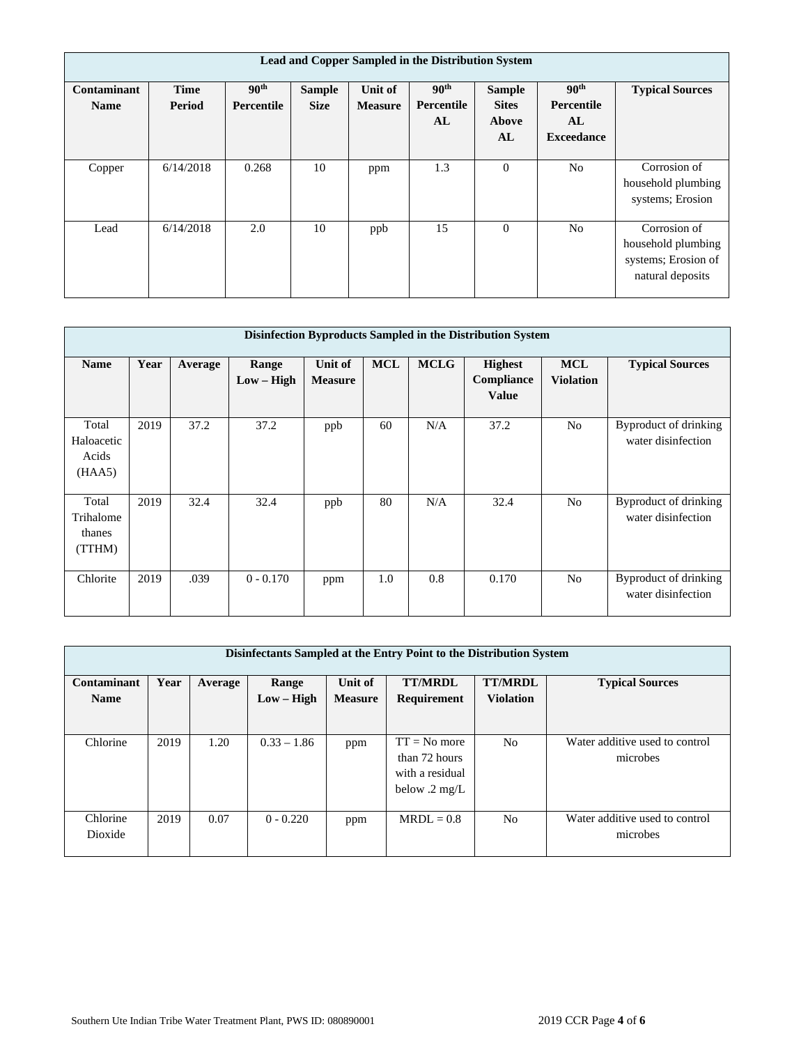| Lead and Copper Sampled in the Distribution System | | | | | | | | |
|---|---|---|---|---|---|---|---|---|
| **Contaminant Name** | **Time Period** | **90th Percentile** | **Sample Size** | **Unit of Measure** | **90th Percentile AL** | **Sample Sites Above AL** | **90th Percentile AL Exceedance** | **Typical Sources** |
| Copper | 6/14/2018 | 0.268 | 10 | ppm | 1.3 | 0 | No | Corrosion of household plumbing systems; Erosion |
| Lead | 6/14/2018 | 2.0 | 10 | ppb | 15 | 0 | No | Corrosion of household plumbing systems; Erosion of natural deposits |

| Disinfection Byproducts Sampled in the Distribution System | | | | | | | | | |
|---|---|---|---|---|---|---|---|---|---|
| **Name** | **Year** | **Average** | **Range Low – High** | **Unit of Measure** | **MCL** | **MCLG** | **Highest Compliance Value** | **MCL Violation** | **Typical Sources** |
| Total Haloacetic Acids (HAA5) | 2019 | 37.2 | 37.2 | ppb | 60 | N/A | 37.2 | No | Byproduct of drinking water disinfection |
| Total Trihalomethanes (TTHM) | 2019 | 32.4 | 32.4 | ppb | 80 | N/A | 32.4 | No | Byproduct of drinking water disinfection |
| Chlorite | 2019 | .039 | 0 - 0.170 | ppm | 1.0 | 0.8 | 0.170 | No | Byproduct of drinking water disinfection |

| Disinfectants Sampled at the Entry Point to the Distribution System | | | | | | | |
|---|---|---|---|---|---|---|---|
| **Contaminant Name** | **Year** | **Average** | **Range Low – High** | **Unit of Measure** | **TT/MRDL Requirement** | **TT/MRDL Violation** | **Typical Sources** |
| Chlorine | 2019 | 1.20 | 0.33 – 1.86 | ppm | TT = No more than 72 hours with a residual below .2 mg/L | No | Water additive used to control microbes |
| Chlorine Dioxide | 2019 | 0.07 | 0 - 0.220 | ppm | MRDL = 0.8 | No | Water additive used to control microbes |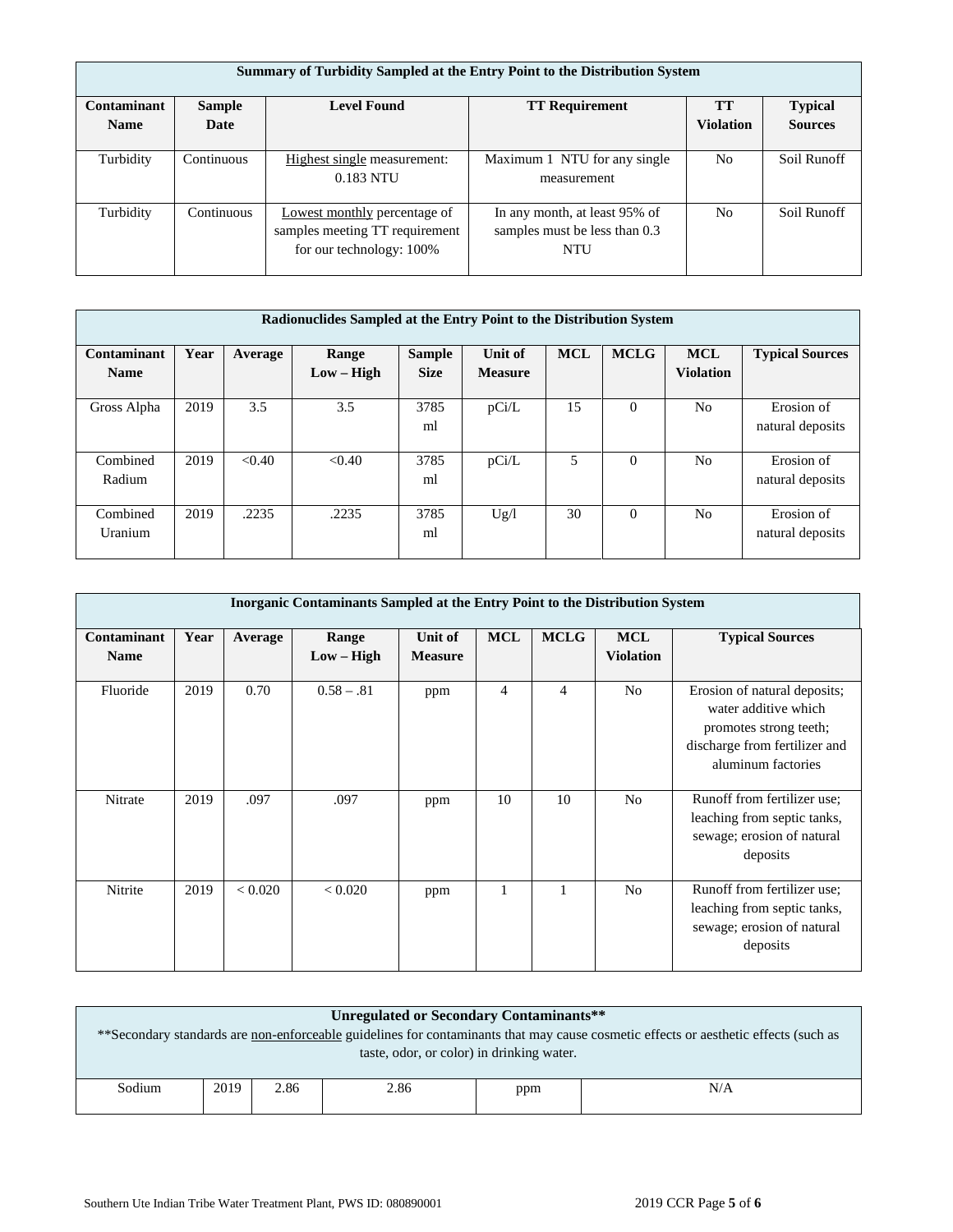| Summary of Turbidity Sampled at the Entry Point to the Distribution System | | | | | |
|---|---|---|---|---|---|
| **Contaminant Name** | **Sample Date** | **Level Found** | **TT Requirement** | **TT Violation** | **Typical Sources** |
| Turbidity | Continuous | Highest single measurement: 0.183 NTU | Maximum 1 NTU for any single measurement | No | Soil Runoff |
| Turbidity | Continuous | Lowest monthly percentage of samples meeting TT requirement for our technology: 100% | In any month, at least 95% of samples must be less than 0.3 NTU | No | Soil Runoff |

| Radionuclides Sampled at the Entry Point to the Distribution System | | | | | | | | | |
|---|---|---|---|---|---|---|---|---|---|
| **Contaminant Name** | **Year** | **Average** | **Range Low – High** | **Sample Size** | **Unit of Measure** | **MCL** | **MCLG** | **MCL Violation** | **Typical Sources** |
| Gross Alpha | 2019 | 3.5 | 3.5 | 3785 ml | pCi/L | 15 | 0 | No | Erosion of natural deposits |
| Combined Radium | 2019 | <0.40 | <0.40 | 3785 ml | pCi/L | 5 | 0 | No | Erosion of natural deposits |
| Combined Uranium | 2019 | .2235 | .2235 | 3785 ml | Ug/l | 30 | 0 | No | Erosion of natural deposits |

| Inorganic Contaminants Sampled at the Entry Point to the Distribution System | | | | | | | | |
|---|---|---|---|---|---|---|---|---|
| **Contaminant Name** | **Year** | **Average** | **Range Low – High** | **Unit of Measure** | **MCL** | **MCLG** | **MCL Violation** | **Typical Sources** |
| Fluoride | 2019 | 0.70 | 0.58 – .81 | ppm | 4 | 4 | No | Erosion of natural deposits; water additive which promotes strong teeth; discharge from fertilizer and aluminum factories |
| Nitrate | 2019 | .097 | .097 | ppm | 10 | 10 | No | Runoff from fertilizer use; leaching from septic tanks, sewage; erosion of natural deposits |
| Nitrite | 2019 | < 0.020 | < 0.020 | ppm | 1 | 1 | No | Runoff from fertilizer use; leaching from septic tanks, sewage; erosion of natural deposits |

| Unregulated or Secondary Contaminants** **Secondary standards are non-enforceable guidelines for contaminants that may cause cosmetic effects or aesthetic effects (such as taste, odor, or color) in drinking water. | | | | | |
|---|---|---|---|---|---|
| Sodium | 2019 | 2.86 | 2.86 | ppm | N/A |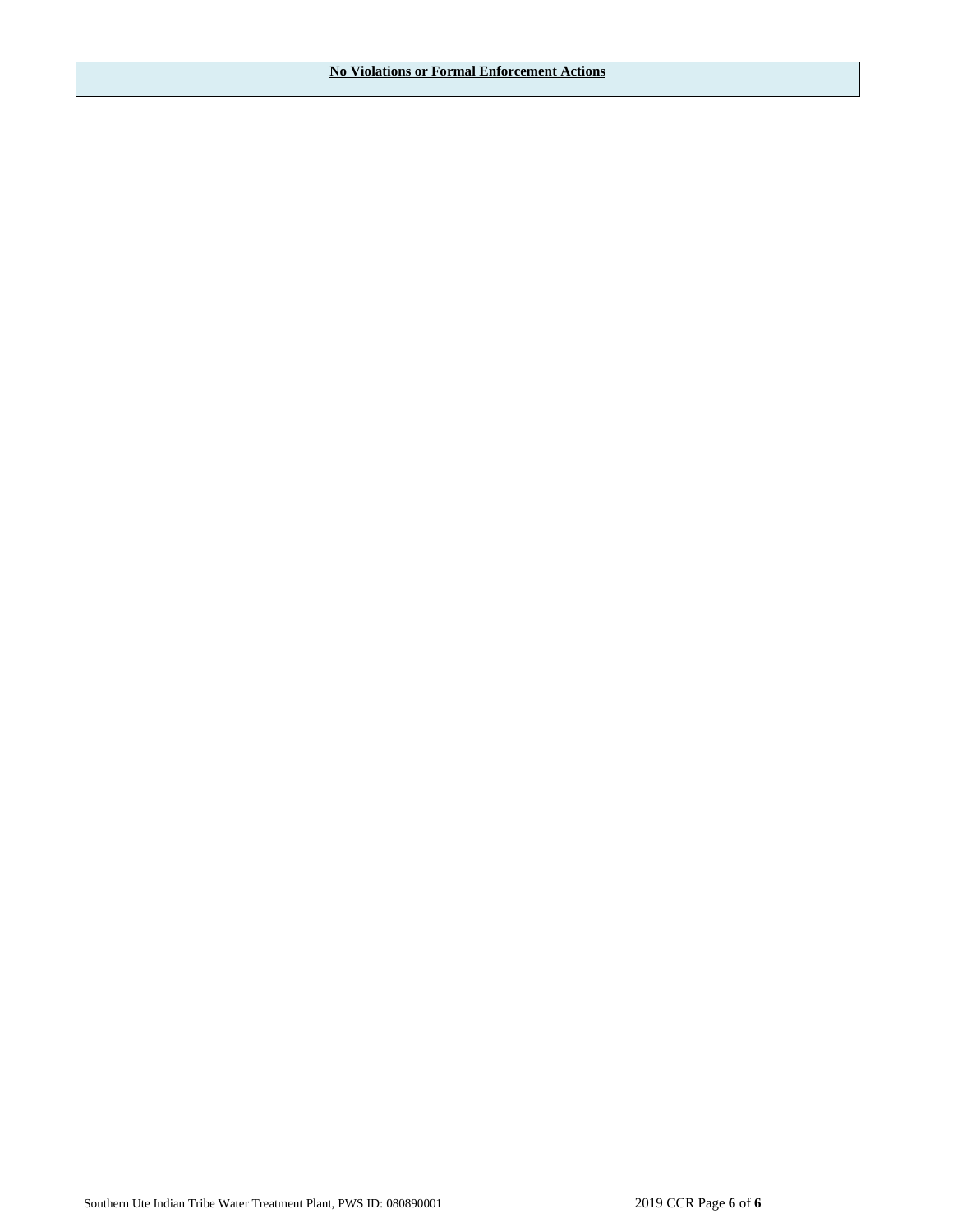**No Violations or Formal Enforcement Actions**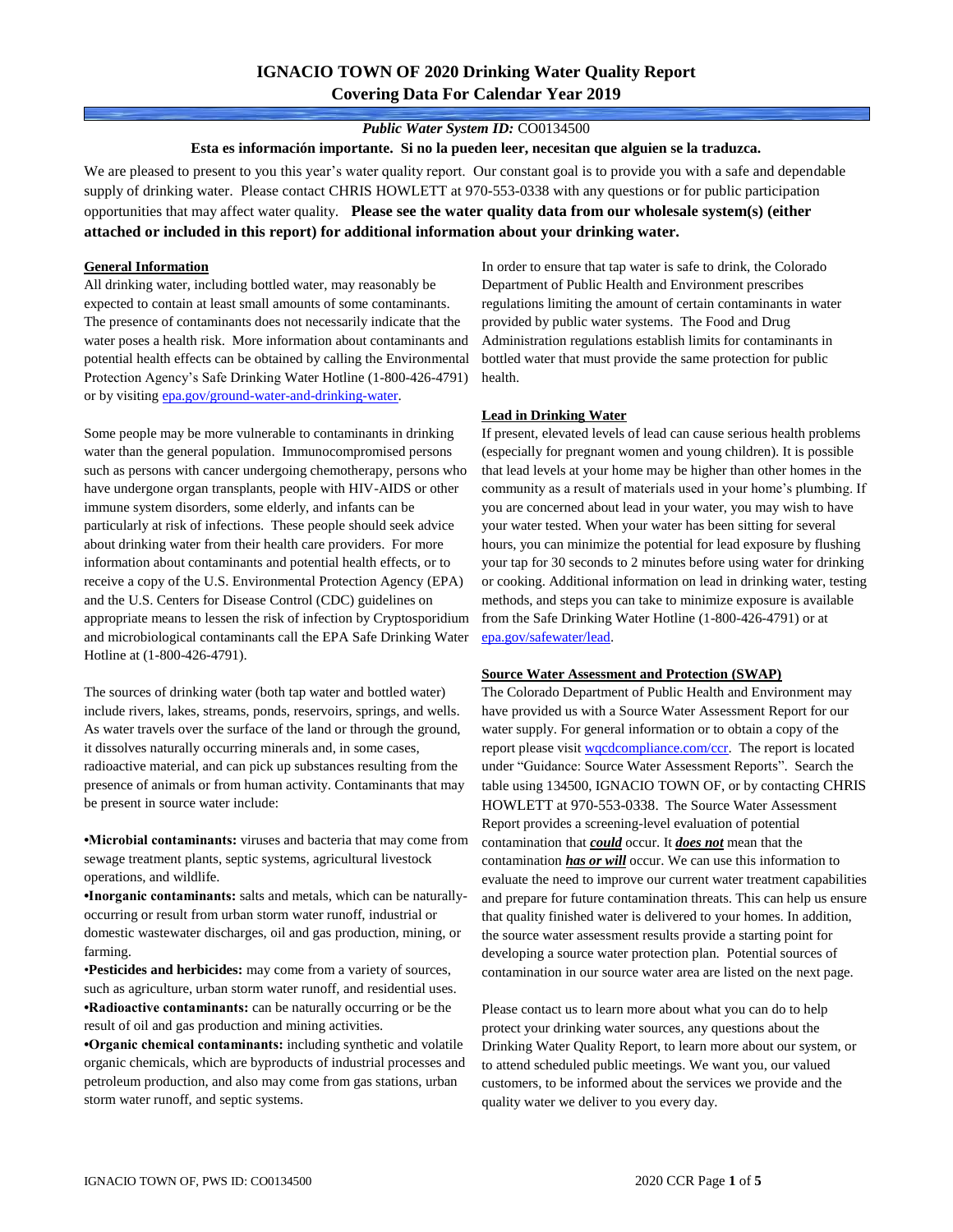# IGNACIO TOWN OF 2020 Drinking Water Quality Report
## Covering Data For Calendar Year 2019

***Public Water System ID:*** CO0134500

**Esta es información importante. Si no la pueden leer, necesitan que alguien se la traduzca.**

We are pleased to present to you this year's water quality report. Our constant goal is to provide you with a safe and dependable supply of drinking water. Please contact CHRIS HOWLETT at 970-553-0338 with any questions or for public participation opportunities that may affect water quality. **Please see the water quality data from our wholesale system(s) (either attached or included in this report) for additional information about your drinking water.**

### General Information

All drinking water, including bottled water, may reasonably be expected to contain at least small amounts of some contaminants. The presence of contaminants does not necessarily indicate that the water poses a health risk. More information about contaminants and potential health effects can be obtained by calling the Environmental Protection Agency's Safe Drinking Water Hotline (1-800-426-4791) or by visiting epa.gov/ground-water-and-drinking-water.

Some people may be more vulnerable to contaminants in drinking water than the general population. Immunocompromised persons such as persons with cancer undergoing chemotherapy, persons who have undergone organ transplants, people with HIV-AIDS or other immune system disorders, some elderly, and infants can be particularly at risk of infections. These people should seek advice about drinking water from their health care providers. For more information about contaminants and potential health effects, or to receive a copy of the U.S. Environmental Protection Agency (EPA) and the U.S. Centers for Disease Control (CDC) guidelines on appropriate means to lessen the risk of infection by Cryptosporidium and microbiological contaminants call the EPA Safe Drinking Water Hotline at (1-800-426-4791).

The sources of drinking water (both tap water and bottled water) include rivers, lakes, streams, ponds, reservoirs, springs, and wells. As water travels over the surface of the land or through the ground, it dissolves naturally occurring minerals and, in some cases, radioactive material, and can pick up substances resulting from the presence of animals or from human activity. Contaminants that may be present in source water include:

- **Microbial contaminants:** viruses and bacteria that may come from sewage treatment plants, septic systems, agricultural livestock operations, and wildlife.
- **Inorganic contaminants:** salts and metals, which can be naturally-occurring or result from urban storm water runoff, industrial or domestic wastewater discharges, oil and gas production, mining, or farming.
- **Pesticides and herbicides:** may come from a variety of sources, such as agriculture, urban storm water runoff, and residential uses.
- **Radioactive contaminants:** can be naturally occurring or be the result of oil and gas production and mining activities.
- **Organic chemical contaminants:** including synthetic and volatile organic chemicals, which are byproducts of industrial processes and petroleum production, and also may come from gas stations, urban storm water runoff, and septic systems.

In order to ensure that tap water is safe to drink, the Colorado Department of Public Health and Environment prescribes regulations limiting the amount of certain contaminants in water provided by public water systems. The Food and Drug Administration regulations establish limits for contaminants in bottled water that must provide the same protection for public health.

### Lead in Drinking Water

If present, elevated levels of lead can cause serious health problems (especially for pregnant women and young children). It is possible that lead levels at your home may be higher than other homes in the community as a result of materials used in your home's plumbing. If you are concerned about lead in your water, you may wish to have your water tested. When your water has been sitting for several hours, you can minimize the potential for lead exposure by flushing your tap for 30 seconds to 2 minutes before using water for drinking or cooking. Additional information on lead in drinking water, testing methods, and steps you can take to minimize exposure is available from the Safe Drinking Water Hotline (1-800-426-4791) or at epa.gov/safewater/lead.

### Source Water Assessment and Protection (SWAP)

The Colorado Department of Public Health and Environment may have provided us with a Source Water Assessment Report for our water supply. For general information or to obtain a copy of the report please visit wqcdcompliance.com/ccr. The report is located under "Guidance: Source Water Assessment Reports". Search the table using 134500, IGNACIO TOWN OF, or by contacting CHRIS HOWLETT at 970-553-0338. The Source Water Assessment Report provides a screening-level evaluation of potential contamination that ***could*** occur. It ***does not*** mean that the contamination ***has or will*** occur. We can use this information to evaluate the need to improve our current water treatment capabilities and prepare for future contamination threats. This can help us ensure that quality finished water is delivered to your homes. In addition, the source water assessment results provide a starting point for developing a source water protection plan. Potential sources of contamination in our source water area are listed on the next page.

Please contact us to learn more about what you can do to help protect your drinking water sources, any questions about the Drinking Water Quality Report, to learn more about our system, or to attend scheduled public meetings. We want you, our valued customers, to be informed about the services we provide and the quality water we deliver to you every day.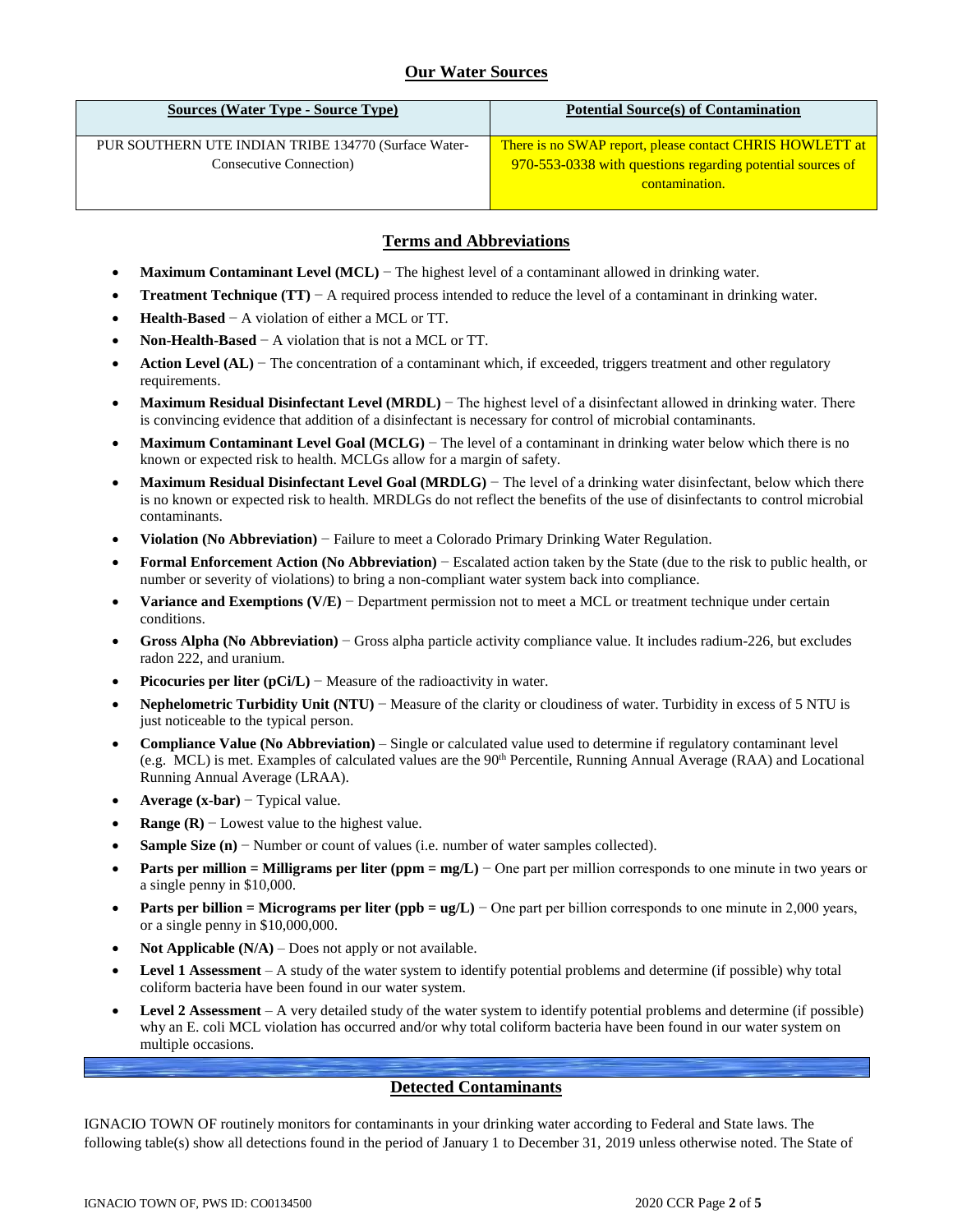## Our Water Sources

| Sources (Water Type - Source Type) | Potential Source(s) of Contamination |
|---|---|
| PUR SOUTHERN UTE INDIAN TRIBE 134770 (Surface Water-Consecutive Connection) | There is no SWAP report, please contact CHRIS HOWLETT at 970-553-0338 with questions regarding potential sources of contamination. |

## Terms and Abbreviations

- **Maximum Contaminant Level (MCL)** − The highest level of a contaminant allowed in drinking water.
- **Treatment Technique (TT)** − A required process intended to reduce the level of a contaminant in drinking water.
- **Health-Based** − A violation of either a MCL or TT.
- **Non-Health-Based** − A violation that is not a MCL or TT.
- **Action Level (AL)** − The concentration of a contaminant which, if exceeded, triggers treatment and other regulatory requirements.
- **Maximum Residual Disinfectant Level (MRDL)** − The highest level of a disinfectant allowed in drinking water. There is convincing evidence that addition of a disinfectant is necessary for control of microbial contaminants.
- **Maximum Contaminant Level Goal (MCLG)** − The level of a contaminant in drinking water below which there is no known or expected risk to health. MCLGs allow for a margin of safety.
- **Maximum Residual Disinfectant Level Goal (MRDLG)** − The level of a drinking water disinfectant, below which there is no known or expected risk to health. MRDLGs do not reflect the benefits of the use of disinfectants to control microbial contaminants.
- **Violation (No Abbreviation)** − Failure to meet a Colorado Primary Drinking Water Regulation.
- **Formal Enforcement Action (No Abbreviation)** − Escalated action taken by the State (due to the risk to public health, or number or severity of violations) to bring a non-compliant water system back into compliance.
- **Variance and Exemptions (V/E)** − Department permission not to meet a MCL or treatment technique under certain conditions.
- **Gross Alpha (No Abbreviation)** − Gross alpha particle activity compliance value. It includes radium-226, but excludes radon 222, and uranium.
- **Picocuries per liter (pCi/L)** − Measure of the radioactivity in water.
- **Nephelometric Turbidity Unit (NTU)** − Measure of the clarity or cloudiness of water. Turbidity in excess of 5 NTU is just noticeable to the typical person.
- **Compliance Value (No Abbreviation)** – Single or calculated value used to determine if regulatory contaminant level (e.g. MCL) is met. Examples of calculated values are the 90th Percentile, Running Annual Average (RAA) and Locational Running Annual Average (LRAA).
- **Average (x-bar)** − Typical value.
- **Range (R)** − Lowest value to the highest value.
- **Sample Size (n)** − Number or count of values (i.e. number of water samples collected).
- **Parts per million = Milligrams per liter (ppm = mg/L)** − One part per million corresponds to one minute in two years or a single penny in $10,000.
- **Parts per billion = Micrograms per liter (ppb = ug/L)** − One part per billion corresponds to one minute in 2,000 years, or a single penny in $10,000,000.
- **Not Applicable (N/A)** – Does not apply or not available.
- **Level 1 Assessment** – A study of the water system to identify potential problems and determine (if possible) why total coliform bacteria have been found in our water system.
- **Level 2 Assessment** – A very detailed study of the water system to identify potential problems and determine (if possible) why an E. coli MCL violation has occurred and/or why total coliform bacteria have been found in our water system on multiple occasions.

## Detected Contaminants

IGNACIO TOWN OF routinely monitors for contaminants in your drinking water according to Federal and State laws. The following table(s) show all detections found in the period of January 1 to December 31, 2019 unless otherwise noted. The State of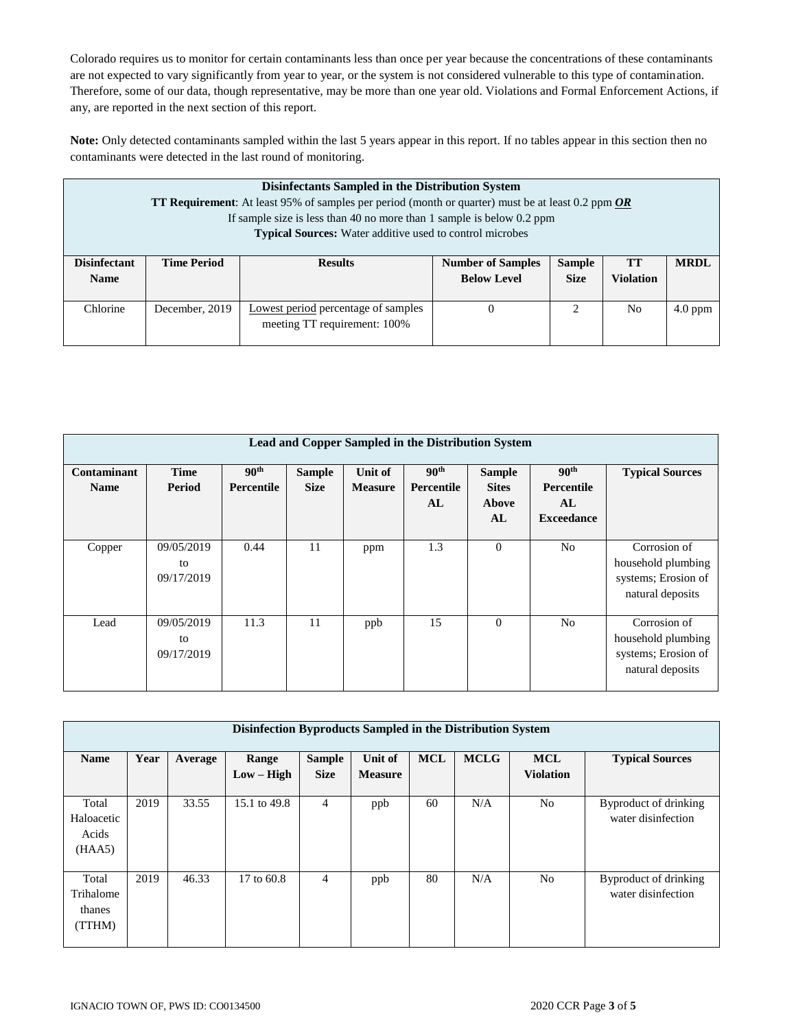Colorado requires us to monitor for certain contaminants less than once per year because the concentrations of these contaminants are not expected to vary significantly from year to year, or the system is not considered vulnerable to this type of contamination. Therefore, some of our data, though representative, may be more than one year old. Violations and Formal Enforcement Actions, if any, are reported in the next section of this report.

**Note:** Only detected contaminants sampled within the last 5 years appear in this report. If no tables appear in this section then no contaminants were detected in the last round of monitoring.

**Disinfectants Sampled in the Distribution System**

**TT Requirement**: At least 95% of samples per period (month or quarter) must be at least 0.2 ppm ***OR***
If sample size is less than 40 no more than 1 sample is below 0.2 ppm
**Typical Sources:** Water additive used to control microbes

| Disinfectant Name | Time Period | Results | Number of Samples Below Level | Sample Size | TT Violation | MRDL |
|---|---|---|---|---|---|---|
| Chlorine | December, 2019 | Lowest period percentage of samples meeting TT requirement: 100% | 0 | 2 | No | 4.0 ppm |

**Lead and Copper Sampled in the Distribution System**

| Contaminant Name | Time Period | 90th Percentile | Sample Size | Unit of Measure | 90th Percentile AL | Sample Sites Above AL | 90th Percentile AL Exceedance | Typical Sources |
|---|---|---|---|---|---|---|---|---|
| Copper | 09/05/2019 to 09/17/2019 | 0.44 | 11 | ppm | 1.3 | 0 | No | Corrosion of household plumbing systems; Erosion of natural deposits |
| Lead | 09/05/2019 to 09/17/2019 | 11.3 | 11 | ppb | 15 | 0 | No | Corrosion of household plumbing systems; Erosion of natural deposits |

**Disinfection Byproducts Sampled in the Distribution System**

| Name | Year | Average | Range Low – High | Sample Size | Unit of Measure | MCL | MCLG | MCL Violation | Typical Sources |
|---|---|---|---|---|---|---|---|---|---|
| Total Haloacetic Acids (HAA5) | 2019 | 33.55 | 15.1 to 49.8 | 4 | ppb | 60 | N/A | No | Byproduct of drinking water disinfection |
| Total Trihalomethanes (TTHM) | 2019 | 46.33 | 17 to 60.8 | 4 | ppb | 80 | N/A | No | Byproduct of drinking water disinfection |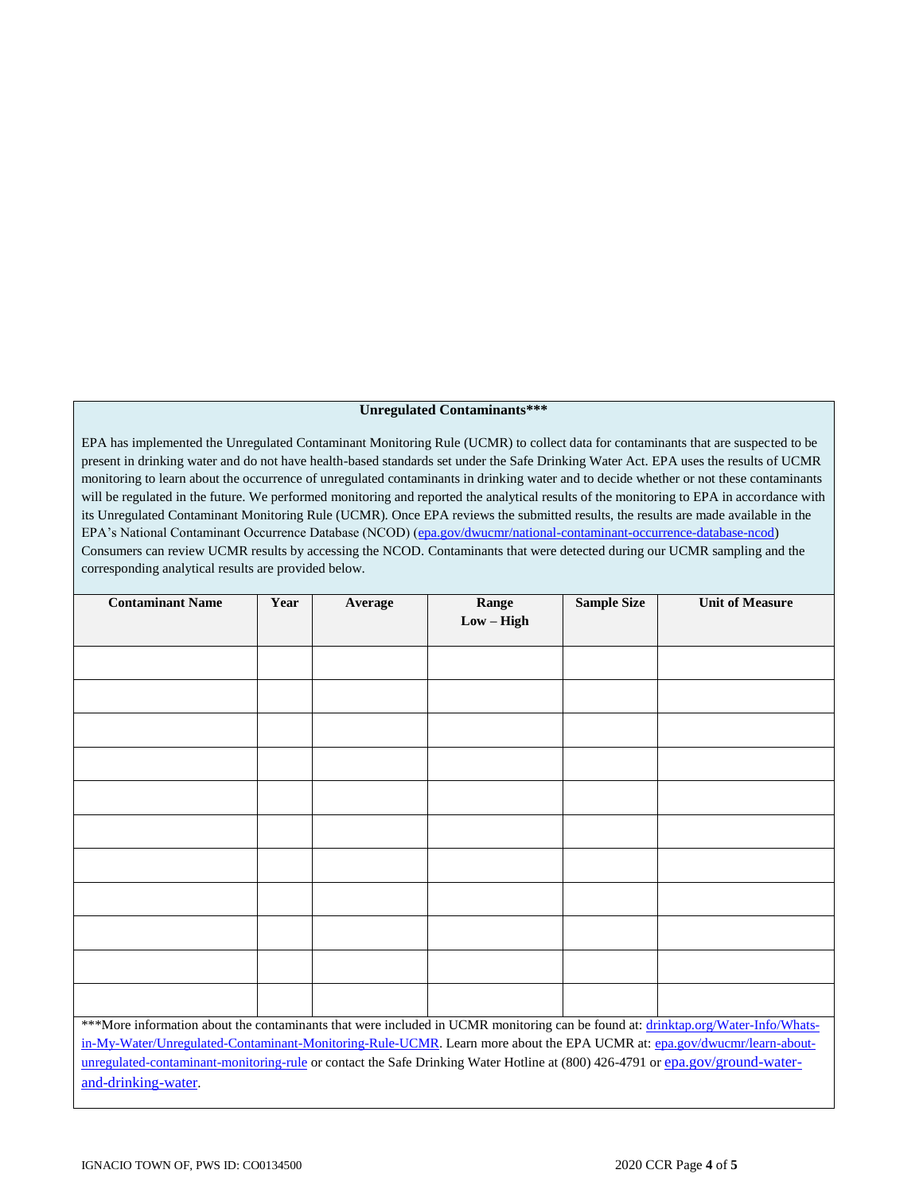**Unregulated Contaminants*****

EPA has implemented the Unregulated Contaminant Monitoring Rule (UCMR) to collect data for contaminants that are suspected to be present in drinking water and do not have health-based standards set under the Safe Drinking Water Act. EPA uses the results of UCMR monitoring to learn about the occurrence of unregulated contaminants in drinking water and to decide whether or not these contaminants will be regulated in the future. We performed monitoring and reported the analytical results of the monitoring to EPA in accordance with its Unregulated Contaminant Monitoring Rule (UCMR). Once EPA reviews the submitted results, the results are made available in the EPA's National Contaminant Occurrence Database (NCOD) (epa.gov/dwucmr/national-contaminant-occurrence-database-ncod) Consumers can review UCMR results by accessing the NCOD. Contaminants that were detected during our UCMR sampling and the corresponding analytical results are provided below.

| Contaminant Name | Year | Average | Range Low – High | Sample Size | Unit of Measure |
|---|---|---|---|---|---|
| | | | | | |
| | | | | | |
| | | | | | |
| | | | | | |
| | | | | | |
| | | | | | |
| | | | | | |
| | | | | | |
| | | | | | |
| | | | | | |
| | | | | | |

***More information about the contaminants that were included in UCMR monitoring can be found at: drinktap.org/Water-Info/Whats-in-My-Water/Unregulated-Contaminant-Monitoring-Rule-UCMR. Learn more about the EPA UCMR at: epa.gov/dwucmr/learn-about-unregulated-contaminant-monitoring-rule or contact the Safe Drinking Water Hotline at (800) 426-4791 or epa.gov/ground-water-and-drinking-water.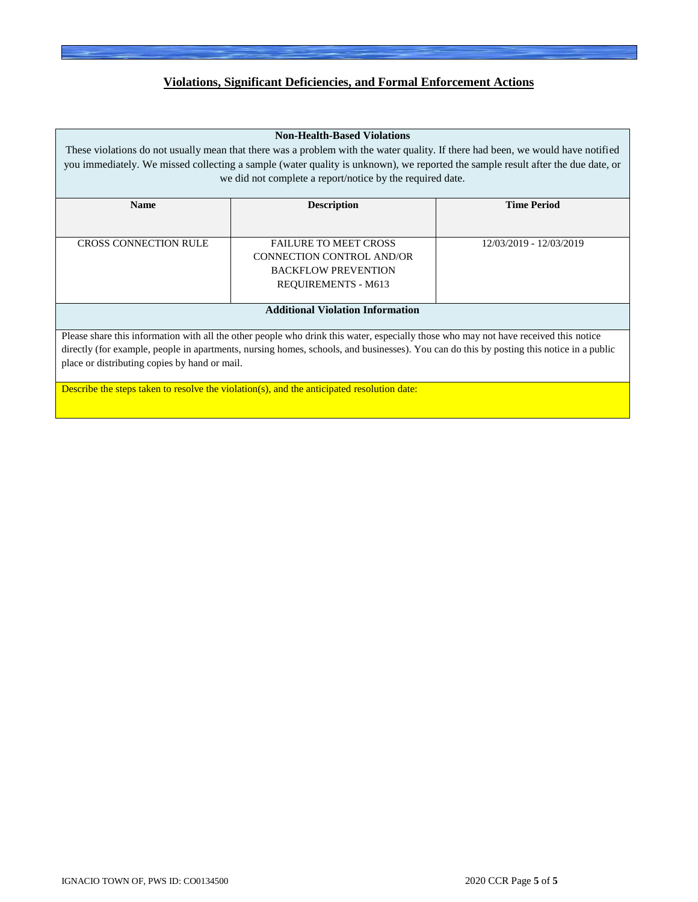## Violations, Significant Deficiencies, and Formal Enforcement Actions

**Non-Health-Based Violations**

These violations do not usually mean that there was a problem with the water quality. If there had been, we would have notified you immediately. We missed collecting a sample (water quality is unknown), we reported the sample result after the due date, or we did not complete a report/notice by the required date.

| Name | Description | Time Period |
|---|---|---|
| CROSS CONNECTION RULE | FAILURE TO MEET CROSS CONNECTION CONTROL AND/OR BACKFLOW PREVENTION REQUIREMENTS - M613 | 12/03/2019 - 12/03/2019 |

**Additional Violation Information**

Please share this information with all the other people who drink this water, especially those who may not have received this notice directly (for example, people in apartments, nursing homes, schools, and businesses). You can do this by posting this notice in a public place or distributing copies by hand or mail.

Describe the steps taken to resolve the violation(s), and the anticipated resolution date: